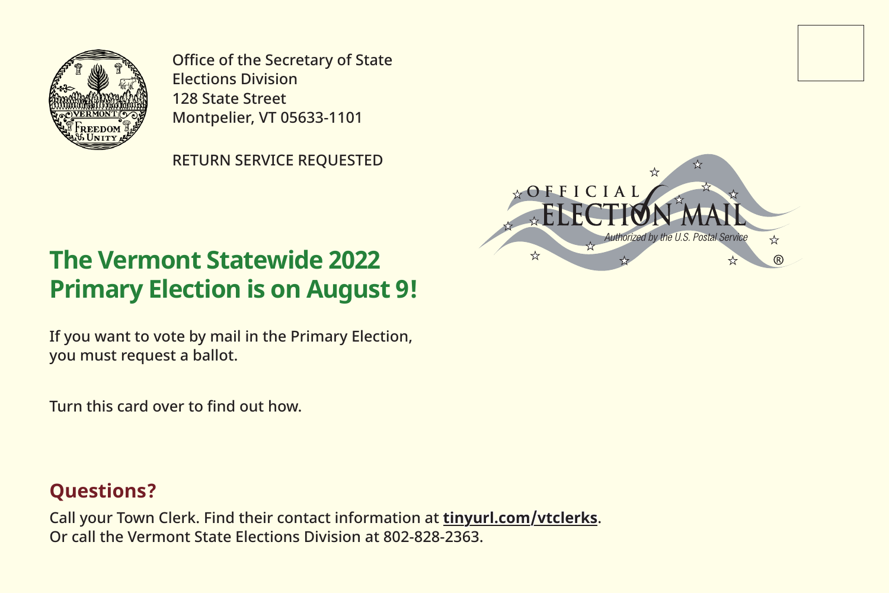Office of the Secretary of State
Elections Division
128 State Street
Montpelier, VT 05633-1101

RETURN SERVICE REQUESTED

OFFICIAL ELECTION MAIL
*Authorized by the U.S. Postal Service* ®

# The Vermont Statewide 2022 Primary Election is on August 9!

If you want to vote by mail in the Primary Election, you must request a ballot.

Turn this card over to find out how.

## Questions?

Call your Town Clerk. Find their contact information at **tinyurl.com/vtclerks**.
Or call the Vermont State Elections Division at 802-828-2363.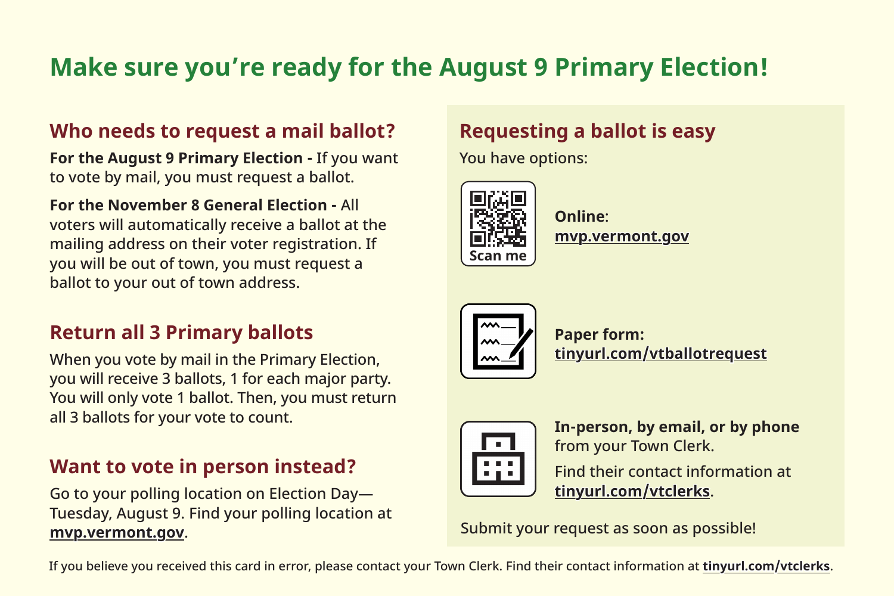# Make sure you're ready for the August 9 Primary Election!

## Who needs to request a mail ballot?

**For the August 9 Primary Election -** If you want to vote by mail, you must request a ballot.

**For the November 8 General Election -** All voters will automatically receive a ballot at the mailing address on their voter registration. If you will be out of town, you must request a ballot to your out of town address.

## Return all 3 Primary ballots

When you vote by mail in the Primary Election, you will receive 3 ballots, 1 for each major party. You will only vote 1 ballot. Then, you must return all 3 ballots for your vote to count.

## Want to vote in person instead?

Go to your polling location on Election Day—Tuesday, August 9. Find your polling location at **mvp.vermont.gov**.

## Requesting a ballot is easy

You have options:

Scan me

**Online**: **mvp.vermont.gov**

**Paper form: tinyurl.com/vtballotrequest**

**In-person, by email, or by phone** from your Town Clerk.

Find their contact information at **tinyurl.com/vtclerks**.

Submit your request as soon as possible!

If you believe you received this card in error, please contact your Town Clerk. Find their contact information at **tinyurl.com/vtclerks**.